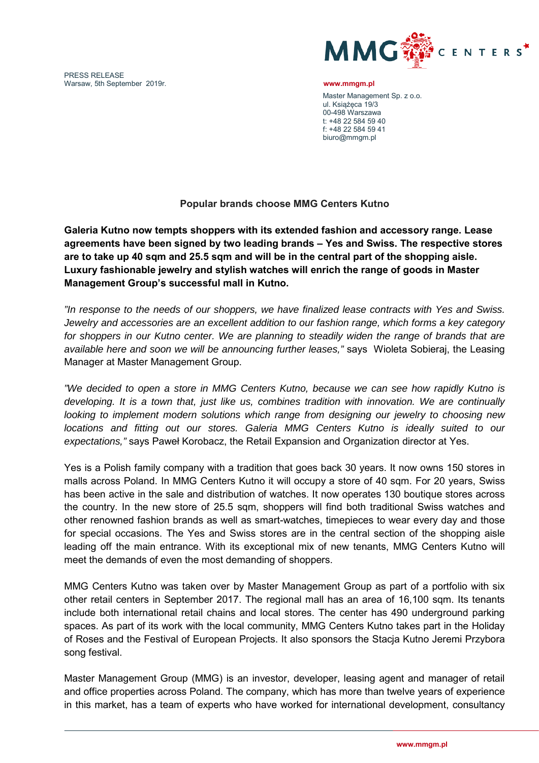PRESS RELEASE
Warsaw, 5th September 2019r.

**www.mmgm.pl**

Master Management Sp. z o.o.
ul. Książęca 19/3
00-498 Warszawa
t: +48 22 584 59 40
f: +48 22 584 59 41
biuro@mmgm.pl

## Popular brands choose MMG Centers Kutno

**Galeria Kutno now tempts shoppers with its extended fashion and accessory range. Lease agreements have been signed by two leading brands – Yes and Swiss. The respective stores are to take up 40 sqm and 25.5 sqm and will be in the central part of the shopping aisle. Luxury fashionable jewelry and stylish watches will enrich the range of goods in Master Management Group's successful mall in Kutno.**

*"In response to the needs of our shoppers, we have finalized lease contracts with Yes and Swiss. Jewelry and accessories are an excellent addition to our fashion range, which forms a key category for shoppers in our Kutno center. We are planning to steadily widen the range of brands that are available here and soon we will be announcing further leases,"* says Wioleta Sobieraj, the Leasing Manager at Master Management Group.

*"We decided to open a store in MMG Centers Kutno, because we can see how rapidly Kutno is developing. It is a town that, just like us, combines tradition with innovation. We are continually looking to implement modern solutions which range from designing our jewelry to choosing new locations and fitting out our stores. Galeria MMG Centers Kutno is ideally suited to our expectations,"* says Paweł Korobacz, the Retail Expansion and Organization director at Yes.

Yes is a Polish family company with a tradition that goes back 30 years. It now owns 150 stores in malls across Poland. In MMG Centers Kutno it will occupy a store of 40 sqm. For 20 years, Swiss has been active in the sale and distribution of watches. It now operates 130 boutique stores across the country. In the new store of 25.5 sqm, shoppers will find both traditional Swiss watches and other renowned fashion brands as well as smart-watches, timepieces to wear every day and those for special occasions. The Yes and Swiss stores are in the central section of the shopping aisle leading off the main entrance. With its exceptional mix of new tenants, MMG Centers Kutno will meet the demands of even the most demanding of shoppers.

MMG Centers Kutno was taken over by Master Management Group as part of a portfolio with six other retail centers in September 2017. The regional mall has an area of 16,100 sqm. Its tenants include both international retail chains and local stores. The center has 490 underground parking spaces. As part of its work with the local community, MMG Centers Kutno takes part in the Holiday of Roses and the Festival of European Projects. It also sponsors the Stacja Kutno Jeremi Przybora song festival.

Master Management Group (MMG) is an investor, developer, leasing agent and manager of retail and office properties across Poland. The company, which has more than twelve years of experience in this market, has a team of experts who have worked for international development, consultancy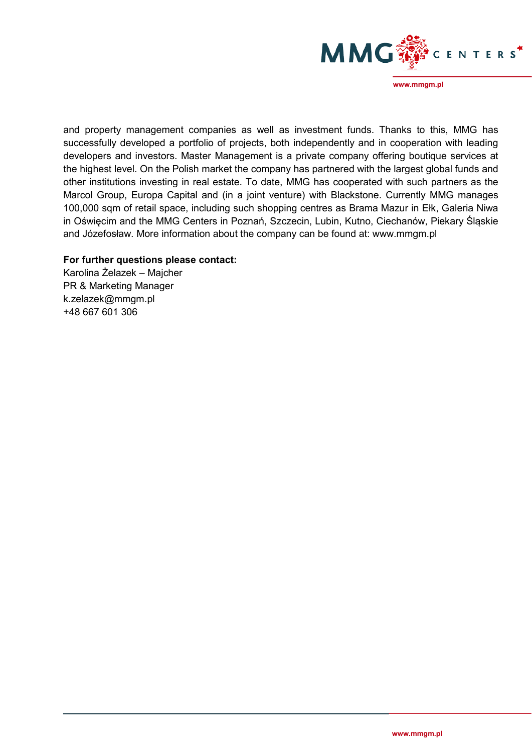and property management companies as well as investment funds. Thanks to this, MMG has successfully developed a portfolio of projects, both independently and in cooperation with leading developers and investors. Master Management is a private company offering boutique services at the highest level. On the Polish market the company has partnered with the largest global funds and other institutions investing in real estate. To date, MMG has cooperated with such partners as the Marcol Group, Europa Capital and (in a joint venture) with Blackstone. Currently MMG manages 100,000 sqm of retail space, including such shopping centres as Brama Mazur in Ełk, Galeria Niwa in Oświęcim and the MMG Centers in Poznań, Szczecin, Lubin, Kutno, Ciechanów, Piekary Śląskie and Józefosław. More information about the company can be found at: www.mmgm.pl

**For further questions please contact:**
Karolina Żelazek – Majcher
PR & Marketing Manager
k.zelazek@mmgm.pl
+48 667 601 306